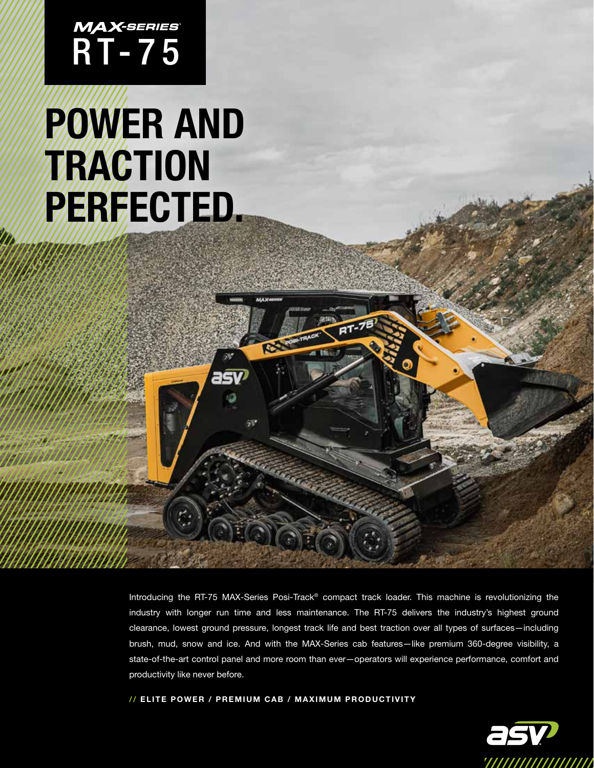MAX-SERIES RT-75

# POWER AND TRACTION PERFECTED.

Introducing the RT-75 MAX-Series Posi-Track® compact track loader. This machine is revolutionizing the industry with longer run time and less maintenance. The RT-75 delivers the industry's highest ground clearance, lowest ground pressure, longest track life and best traction over all types of surfaces—including brush, mud, snow and ice. And with the MAX-Series cab features—like premium 360-degree visibility, a state-of-the-art control panel and more room than ever—operators will experience performance, comfort and productivity like never before.

**// ELITE POWER / PREMIUM CAB / MAXIMUM PRODUCTIVITY**

asv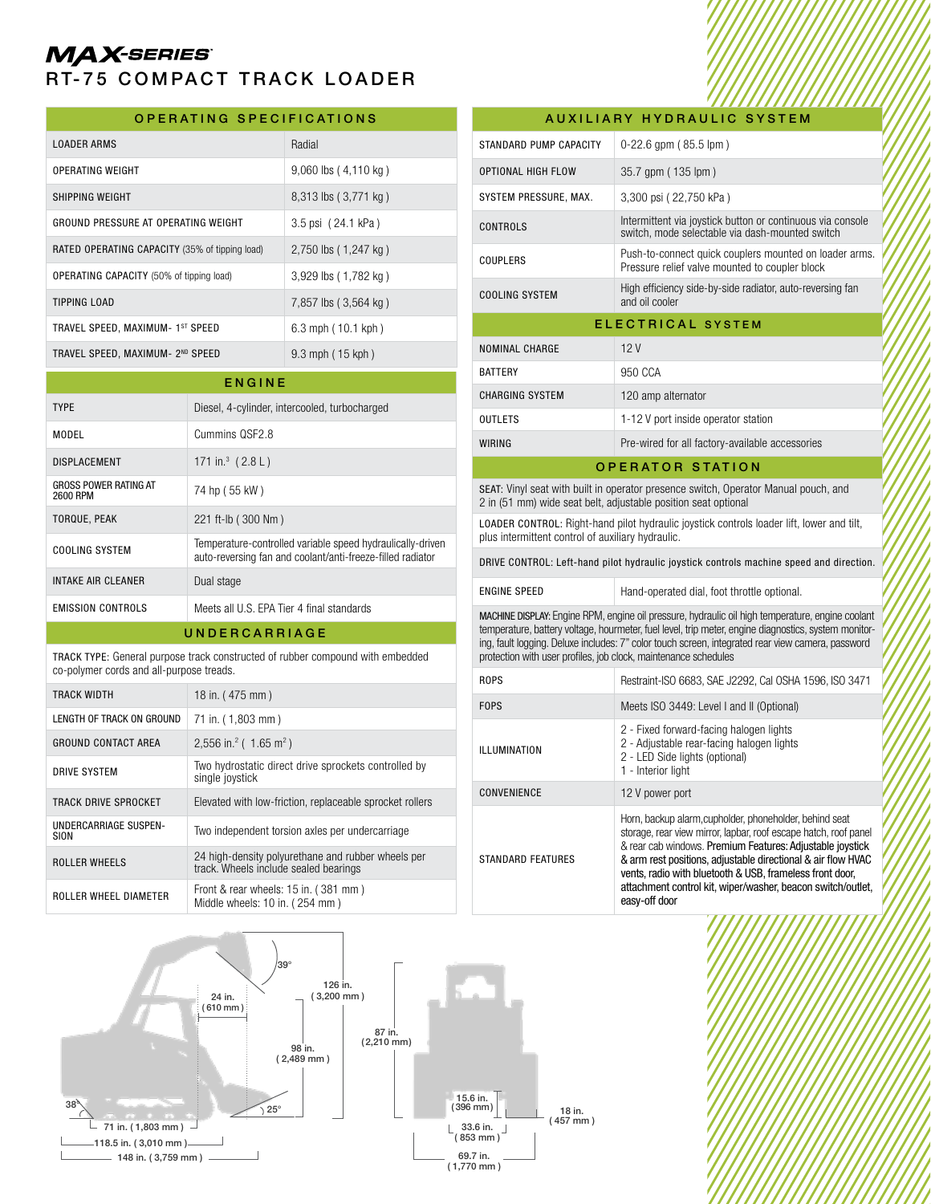# MAX-SERIES

## RT-75 COMPACT TRACK LOADER

| OPERATING SPECIFICATIONS | |
|---|---|
| LOADER ARMS | Radial |
| OPERATING WEIGHT | 9,060 lbs ( 4,110 kg ) |
| SHIPPING WEIGHT | 8,313 lbs ( 3,771 kg ) |
| GROUND PRESSURE AT OPERATING WEIGHT | 3.5 psi ( 24.1 kPa ) |
| RATED OPERATING CAPACITY (35% of tipping load) | 2,750 lbs ( 1,247 kg ) |
| OPERATING CAPACITY (50% of tipping load) | 3,929 lbs ( 1,782 kg ) |
| TIPPING LOAD | 7,857 lbs ( 3,564 kg ) |
| TRAVEL SPEED, MAXIMUM- 1ST SPEED | 6.3 mph ( 10.1 kph ) |
| TRAVEL SPEED, MAXIMUM- 2ND SPEED | 9.3 mph ( 15 kph ) |

| ENGINE | |
|---|---|
| TYPE | Diesel, 4-cylinder, intercooled, turbocharged |
| MODEL | Cummins QSF2.8 |
| DISPLACEMENT | 171 in.$^3$ ( 2.8 L ) |
| GROSS POWER RATING AT 2600 RPM | 74 hp ( 55 kW ) |
| TORQUE, PEAK | 221 ft-lb ( 300 Nm ) |
| COOLING SYSTEM | Temperature-controlled variable speed hydraulically-driven auto-reversing fan and coolant/anti-freeze-filled radiator |
| INTAKE AIR CLEANER | Dual stage |
| EMISSION CONTROLS | Meets all U.S. EPA Tier 4 final standards |

| UNDERCARRIAGE | |
|---|---|
| TRACK TYPE: General purpose track constructed of rubber compound with embedded co-polymer cords and all-purpose treads. | |
| TRACK WIDTH | 18 in. ( 475 mm ) |
| LENGTH OF TRACK ON GROUND | 71 in. ( 1,803 mm ) |
| GROUND CONTACT AREA | 2,556 in.$^2$ ( 1.65 m$^2$ ) |
| DRIVE SYSTEM | Two hydrostatic direct drive sprockets controlled by single joystick |
| TRACK DRIVE SPROCKET | Elevated with low-friction, replaceable sprocket rollers |
| UNDERCARRIAGE SUSPENSION | Two independent torsion axles per undercarriage |
| ROLLER WHEELS | 24 high-density polyurethane and rubber wheels per track. Wheels include sealed bearings |
| ROLLER WHEEL DIAMETER | Front & rear wheels: 15 in. ( 381 mm )<br>Middle wheels: 10 in. ( 254 mm ) |

| AUXILIARY HYDRAULIC SYSTEM | |
|---|---|
| STANDARD PUMP CAPACITY | 0-22.6 gpm ( 85.5 lpm ) |
| OPTIONAL HIGH FLOW | 35.7 gpm ( 135 lpm ) |
| SYSTEM PRESSURE, MAX. | 3,300 psi ( 22,750 kPa ) |
| CONTROLS | Intermittent via joystick button or continuous via console switch, mode selectable via dash-mounted switch |
| COUPLERS | Push-to-connect quick couplers mounted on loader arms. Pressure relief valve mounted to coupler block |
| COOLING SYSTEM | High efficiency side-by-side radiator, auto-reversing fan and oil cooler |

| ELECTRICAL SYSTEM | |
|---|---|
| NOMINAL CHARGE | 12 V |
| BATTERY | 950 CCA |
| CHARGING SYSTEM | 120 amp alternator |
| OUTLETS | 1-12 V port inside operator station |
| WIRING | Pre-wired for all factory-available accessories |

| OPERATOR STATION | |
|---|---|
| SEAT: Vinyl seat with built in operator presence switch, Operator Manual pouch, and 2 in (51 mm) wide seat belt, adjustable position seat optional | |
| LOADER CONTROL: Right-hand pilot hydraulic joystick controls loader lift, lower and tilt, plus intermittent control of auxiliary hydraulic. | |
| DRIVE CONTROL: Left-hand pilot hydraulic joystick controls machine speed and direction. | |
| ENGINE SPEED | Hand-operated dial, foot throttle optional. |
| MACHINE DISPLAY: Engine RPM, engine oil pressure, hydraulic oil high temperature, engine coolant temperature, battery voltage, hourmeter, fuel level, trip meter, engine diagnostics, system monitoring, fault logging. Deluxe includes: 7" color touch screen, integrated rear view camera, password protection with user profiles, job clock, maintenance schedules | |
| ROPS | Restraint-ISO 6683, SAE J2292, Cal OSHA 1596, ISO 3471 |
| FOPS | Meets ISO 3449: Level I and II (Optional) |
| ILLUMINATION | 2 - Fixed forward-facing halogen lights<br>2 - Adjustable rear-facing halogen lights<br>2 - LED Side lights (optional)<br>1 - Interior light |
| CONVENIENCE | 12 V power port |
| STANDARD FEATURES | Horn, backup alarm,cupholder, phoneholder, behind seat storage, rear view mirror, lapbar, roof escape hatch, roof panel & rear cab windows. **Premium Features: Adjustable joystick & arm rest positions, adjustable directional & air flow HVAC vents, radio with bluetooth & USB, frameless front door, attachment control kit, wiper/washer, beacon switch/outlet, easy-off door** |

39°
24 in. ( 610 mm )
126 in. ( 3,200 mm )
98 in. ( 2,489 mm )
38°
25°
71 in. ( 1,803 mm )
118.5 in. ( 3,010 mm )
148 in. ( 3,759 mm )

87 in. ( 2,210 mm )
15.6 in. ( 396 mm )
18 in. ( 457 mm )
33.6 in. ( 853 mm )
69.7 in. ( 1,770 mm )